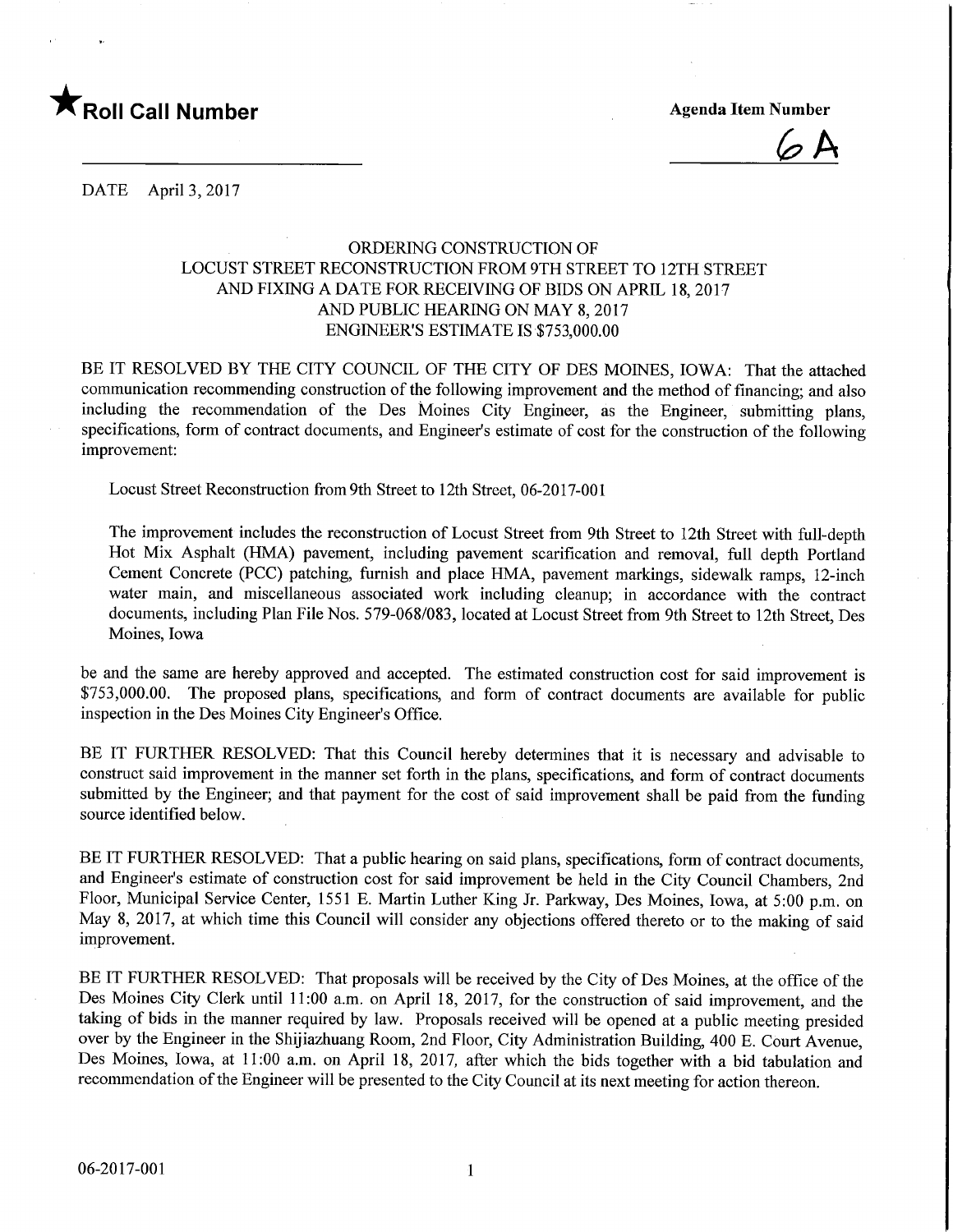★**Roll Call Number**

**Agenda Item Number**

6A

DATE April 3, 2017

ORDERING CONSTRUCTION OF
LOCUST STREET RECONSTRUCTION FROM 9TH STREET TO 12TH STREET
AND FIXING A DATE FOR RECEIVING OF BIDS ON APRIL 18, 2017
AND PUBLIC HEARING ON MAY 8, 2017
ENGINEER'S ESTIMATE IS $753,000.00

BE IT RESOLVED BY THE CITY COUNCIL OF THE CITY OF DES MOINES, IOWA: That the attached communication recommending construction of the following improvement and the method of financing; and also including the recommendation of the Des Moines City Engineer, as the Engineer, submitting plans, specifications, form of contract documents, and Engineer's estimate of cost for the construction of the following improvement:

Locust Street Reconstruction from 9th Street to 12th Street, 06-2017-001

The improvement includes the reconstruction of Locust Street from 9th Street to 12th Street with full-depth Hot Mix Asphalt (HMA) pavement, including pavement scarification and removal, full depth Portland Cement Concrete (PCC) patching, furnish and place HMA, pavement markings, sidewalk ramps, 12-inch water main, and miscellaneous associated work including cleanup; in accordance with the contract documents, including Plan File Nos. 579-068/083, located at Locust Street from 9th Street to 12th Street, Des Moines, Iowa

be and the same are hereby approved and accepted. The estimated construction cost for said improvement is $753,000.00. The proposed plans, specifications, and form of contract documents are available for public inspection in the Des Moines City Engineer's Office.

BE IT FURTHER RESOLVED: That this Council hereby determines that it is necessary and advisable to construct said improvement in the manner set forth in the plans, specifications, and form of contract documents submitted by the Engineer; and that payment for the cost of said improvement shall be paid from the funding source identified below.

BE IT FURTHER RESOLVED: That a public hearing on said plans, specifications, form of contract documents, and Engineer's estimate of construction cost for said improvement be held in the City Council Chambers, 2nd Floor, Municipal Service Center, 1551 E. Martin Luther King Jr. Parkway, Des Moines, Iowa, at 5:00 p.m. on May 8, 2017, at which time this Council will consider any objections offered thereto or to the making of said improvement.

BE IT FURTHER RESOLVED: That proposals will be received by the City of Des Moines, at the office of the Des Moines City Clerk until 11:00 a.m. on April 18, 2017, for the construction of said improvement, and the taking of bids in the manner required by law. Proposals received will be opened at a public meeting presided over by the Engineer in the Shijiazhuang Room, 2nd Floor, City Administration Building, 400 E. Court Avenue, Des Moines, Iowa, at 11:00 a.m. on April 18, 2017, after which the bids together with a bid tabulation and recommendation of the Engineer will be presented to the City Council at its next meeting for action thereon.

06-2017-001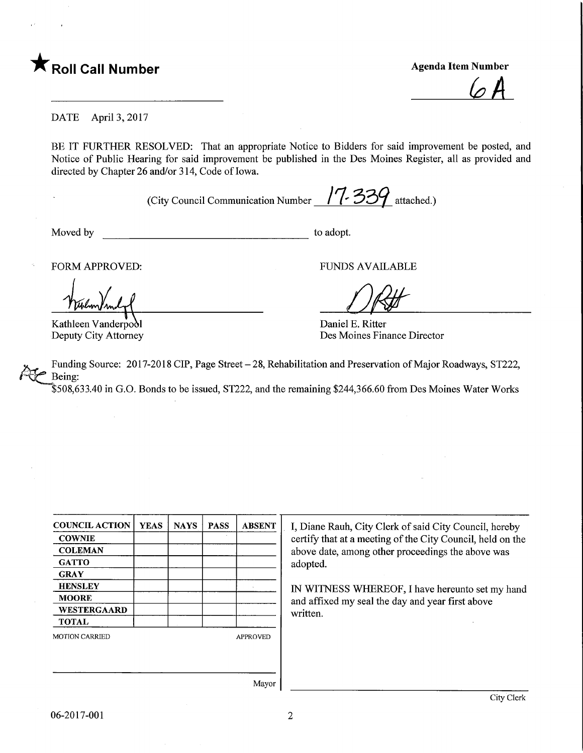★ **Roll Call Number**

**Agenda Item Number**

6A

DATE April 3, 2017

BE IT FURTHER RESOLVED: That an appropriate Notice to Bidders for said improvement be posted, and Notice of Public Hearing for said improvement be published in the Des Moines Register, all as provided and directed by Chapter 26 and/or 314, Code of Iowa.

(City Council Communication Number 17-339 attached.)

Moved by ______________________________ to adopt.

FORM APPROVED:

Kathleen Vanderpool
Deputy City Attorney

FUNDS AVAILABLE

Daniel E. Ritter
Des Moines Finance Director

Funding Source: 2017-2018 CIP, Page Street – 28, Rehabilitation and Preservation of Major Roadways, ST222, Being:
$508,633.40 in G.O. Bonds to be issued, ST222, and the remaining $244,366.60 from Des Moines Water Works

| COUNCIL ACTION | YEAS | NAYS | PASS | ABSENT |
|---|---|---|---|---|
| COWNIE | | | | |
| COLEMAN | | | | |
| GATTO | | | | |
| GRAY | | | | |
| HENSLEY | | | | |
| MOORE | | | | |
| WESTERGAARD | | | | |
| TOTAL | | | | |

MOTION CARRIED APPROVED

Mayor

I, Diane Rauh, City Clerk of said City Council, hereby certify that at a meeting of the City Council, held on the above date, among other proceedings the above was adopted.

IN WITNESS WHEREOF, I have hereunto set my hand and affixed my seal the day and year first above written.

City Clerk

06-2017-001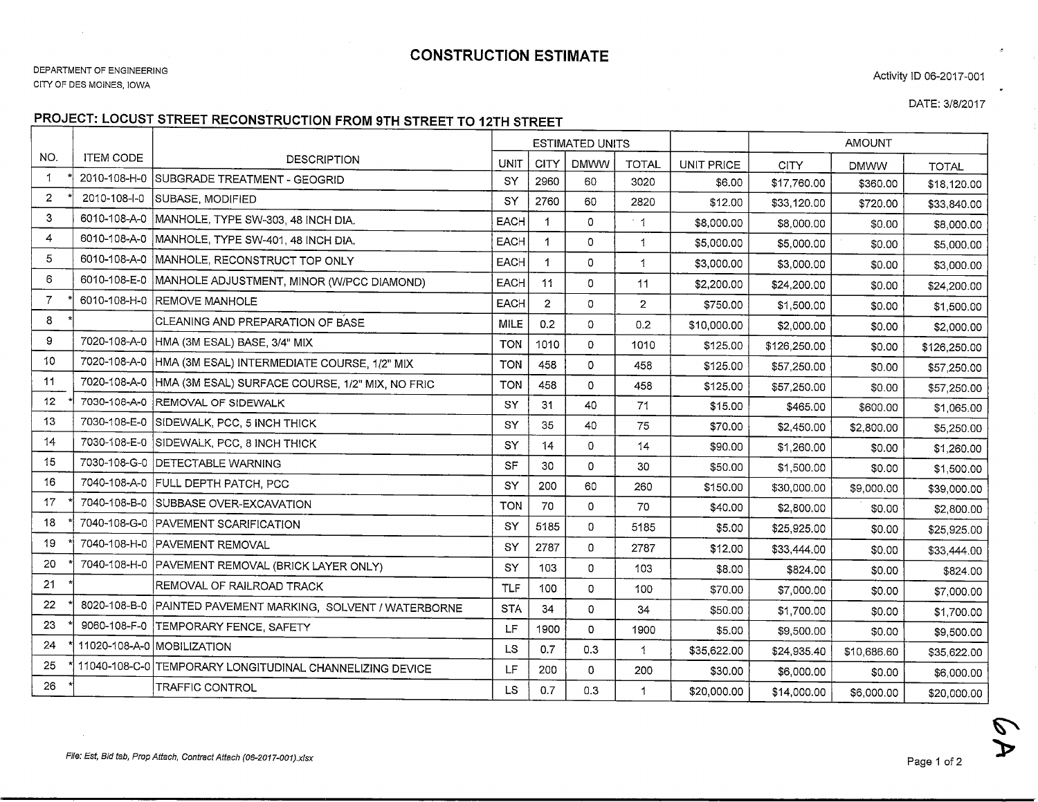# CONSTRUCTION ESTIMATE

DEPARTMENT OF ENGINEERING
CITY OF DES MOINES, IOWA

Activity ID 06-2017-001

DATE: 3/8/2017

## PROJECT: LOCUST STREET RECONSTRUCTION FROM 9TH STREET TO 12TH STREET

| NO. | | ITEM CODE | DESCRIPTION | ESTIMATED UNITS | | | | | AMOUNT | | |
|---|---|---|---|---|---|---|---|---|---|---|---|
| | | | | UNIT | CITY | DMWW | TOTAL | UNIT PRICE | CITY | DMWW | TOTAL |
| 1 | * | 2010-108-H-0 | SUBGRADE TREATMENT - GEOGRID | SY | 2960 | 60 | 3020 | $6.00 | $17,760.00 | $360.00 | $18,120.00 |
| 2 | * | 2010-108-I-0 | SUBASE, MODIFIED | SY | 2760 | 60 | 2820 | $12.00 | $33,120.00 | $720.00 | $33,840.00 |
| 3 | | 6010-108-A-0 | MANHOLE, TYPE SW-303, 48 INCH DIA. | EACH | 1 | 0 | 1 | $8,000.00 | $8,000.00 | $0.00 | $8,000.00 |
| 4 | | 6010-108-A-0 | MANHOLE, TYPE SW-401, 48 INCH DIA. | EACH | 1 | 0 | 1 | $5,000.00 | $5,000.00 | $0.00 | $5,000.00 |
| 5 | | 6010-108-A-0 | MANHOLE, RECONSTRUCT TOP ONLY | EACH | 1 | 0 | 1 | $3,000.00 | $3,000.00 | $0.00 | $3,000.00 |
| 6 | | 6010-108-E-0 | MANHOLE ADJUSTMENT, MINOR (W/PCC DIAMOND) | EACH | 11 | 0 | 11 | $2,200.00 | $24,200.00 | $0.00 | $24,200.00 |
| 7 | * | 6010-108-H-0 | REMOVE MANHOLE | EACH | 2 | 0 | 2 | $750.00 | $1,500.00 | $0.00 | $1,500.00 |
| 8 | * | | CLEANING AND PREPARATION OF BASE | MILE | 0.2 | 0 | 0.2 | $10,000.00 | $2,000.00 | $0.00 | $2,000.00 |
| 9 | | 7020-108-A-0 | HMA (3M ESAL) BASE, 3/4" MIX | TON | 1010 | 0 | 1010 | $125.00 | $126,250.00 | $0.00 | $126,250.00 |
| 10 | | 7020-108-A-0 | HMA (3M ESAL) INTERMEDIATE COURSE, 1/2" MIX | TON | 458 | 0 | 458 | $125.00 | $57,250.00 | $0.00 | $57,250.00 |
| 11 | | 7020-108-A-0 | HMA (3M ESAL) SURFACE COURSE, 1/2" MIX, NO FRIC | TON | 458 | 0 | 458 | $125.00 | $57,250.00 | $0.00 | $57,250.00 |
| 12 | * | 7030-108-A-0 | REMOVAL OF SIDEWALK | SY | 31 | 40 | 71 | $15.00 | $465.00 | $600.00 | $1,065.00 |
| 13 | | 7030-108-E-0 | SIDEWALK, PCC, 5 INCH THICK | SY | 35 | 40 | 75 | $70.00 | $2,450.00 | $2,800.00 | $5,250.00 |
| 14 | | 7030-108-E-0 | SIDEWALK, PCC, 8 INCH THICK | SY | 14 | 0 | 14 | $90.00 | $1,260.00 | $0.00 | $1,260.00 |
| 15 | | 7030-108-G-0 | DETECTABLE WARNING | SF | 30 | 0 | 30 | $50.00 | $1,500.00 | $0.00 | $1,500.00 |
| 16 | | 7040-108-A-0 | FULL DEPTH PATCH, PCC | SY | 200 | 60 | 260 | $150.00 | $30,000.00 | $9,000.00 | $39,000.00 |
| 17 | * | 7040-108-B-0 | SUBBASE OVER-EXCAVATION | TON | 70 | 0 | 70 | $40.00 | $2,800.00 | $0.00 | $2,800.00 |
| 18 | * | 7040-108-G-0 | PAVEMENT SCARIFICATION | SY | 5185 | 0 | 5185 | $5.00 | $25,925.00 | $0.00 | $25,925.00 |
| 19 | * | 7040-108-H-0 | PAVEMENT REMOVAL | SY | 2787 | 0 | 2787 | $12.00 | $33,444.00 | $0.00 | $33,444.00 |
| 20 | * | 7040-108-H-0 | PAVEMENT REMOVAL (BRICK LAYER ONLY) | SY | 103 | 0 | 103 | $8.00 | $824.00 | $0.00 | $824.00 |
| 21 | * | | REMOVAL OF RAILROAD TRACK | TLF | 100 | 0 | 100 | $70.00 | $7,000.00 | $0.00 | $7,000.00 |
| 22 | * | 8020-108-B-0 | PAINTED PAVEMENT MARKING, SOLVENT / WATERBORNE | STA | 34 | 0 | 34 | $50.00 | $1,700.00 | $0.00 | $1,700.00 |
| 23 | * | 9060-108-F-0 | TEMPORARY FENCE, SAFETY | LF | 1900 | 0 | 1900 | $5.00 | $9,500.00 | $0.00 | $9,500.00 |
| 24 | * | 11020-108-A-0 | MOBILIZATION | LS | 0.7 | 0.3 | 1 | $35,622.00 | $24,935.40 | $10,686.60 | $35,622.00 |
| 25 | * | 11040-108-C-0 | TEMPORARY LONGITUDINAL CHANNELIZING DEVICE | LF | 200 | 0 | 200 | $30.00 | $6,000.00 | $0.00 | $6,000.00 |
| 26 | * | | TRAFFIC CONTROL | LS | 0.7 | 0.3 | 1 | $20,000.00 | $14,000.00 | $6,000.00 | $20,000.00 |

6A

*File: Est, Bid tab, Prop Attach, Contract Attach (06-2017-001).xlsx*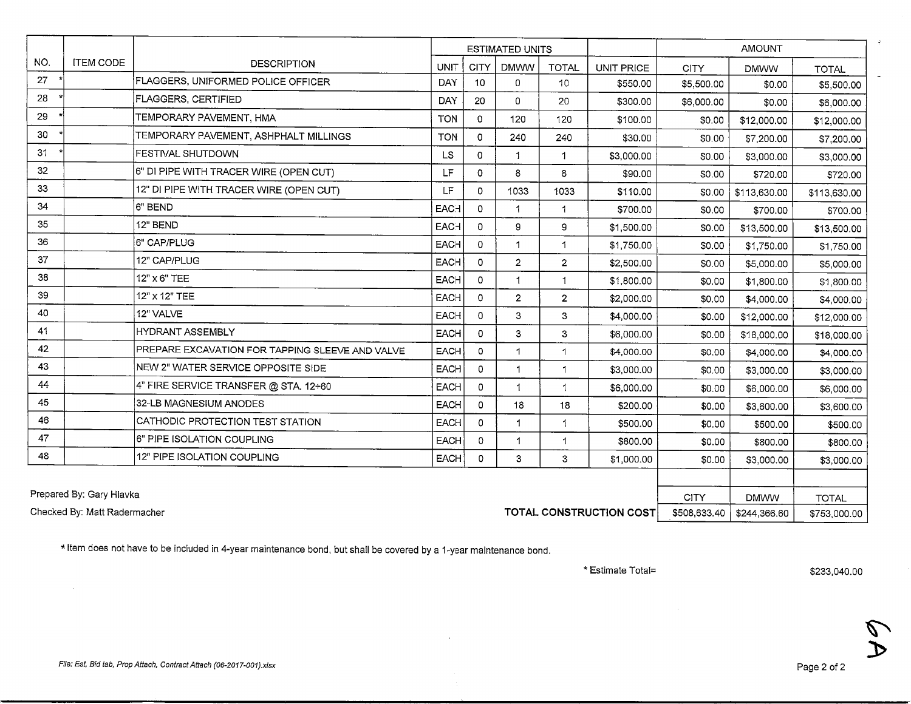| NO. | ITEM CODE | DESCRIPTION | ESTIMATED UNITS | | | | UNIT PRICE | AMOUNT | | |
|---|---|---|---|---|---|---|---|---|---|---|
| | | | UNIT | CITY | DMWW | TOTAL | | CITY | DMWW | TOTAL |
| 27 * | | FLAGGERS, UNIFORMED POLICE OFFICER | DAY | 10 | 0 | 10 | $550.00 | $5,500.00 | $0.00 | $5,500.00 |
| 28 * | | FLAGGERS, CERTIFIED | DAY | 20 | 0 | 20 | $300.00 | $6,000.00 | $0.00 | $6,000.00 |
| 29 * | | TEMPORARY PAVEMENT, HMA | TON | 0 | 120 | 120 | $100.00 | $0.00 | $12,000.00 | $12,000.00 |
| 30 * | | TEMPORARY PAVEMENT, ASHPHALT MILLINGS | TON | 0 | 240 | 240 | $30.00 | $0.00 | $7,200.00 | $7,200.00 |
| 31 * | | FESTIVAL SHUTDOWN | LS | 0 | 1 | 1 | $3,000.00 | $0.00 | $3,000.00 | $3,000.00 |
| 32 | | 6" DI PIPE WITH TRACER WIRE (OPEN CUT) | LF | 0 | 8 | 8 | $90.00 | $0.00 | $720.00 | $720.00 |
| 33 | | 12" DI PIPE WITH TRACER WIRE (OPEN CUT) | LF | 0 | 1033 | 1033 | $110.00 | $0.00 | $113,630.00 | $113,630.00 |
| 34 | | 6" BEND | EACH | 0 | 1 | 1 | $700.00 | $0.00 | $700.00 | $700.00 |
| 35 | | 12" BEND | EACH | 0 | 9 | 9 | $1,500.00 | $0.00 | $13,500.00 | $13,500.00 |
| 36 | | 6" CAP/PLUG | EACH | 0 | 1 | 1 | $1,750.00 | $0.00 | $1,750.00 | $1,750.00 |
| 37 | | 12" CAP/PLUG | EACH | 0 | 2 | 2 | $2,500.00 | $0.00 | $5,000.00 | $5,000.00 |
| 38 | | 12" x 6" TEE | EACH | 0 | 1 | 1 | $1,800.00 | $0.00 | $1,800.00 | $1,800.00 |
| 39 | | 12" x 12" TEE | EACH | 0 | 2 | 2 | $2,000.00 | $0.00 | $4,000.00 | $4,000.00 |
| 40 | | 12" VALVE | EACH | 0 | 3 | 3 | $4,000.00 | $0.00 | $12,000.00 | $12,000.00 |
| 41 | | HYDRANT ASSEMBLY | EACH | 0 | 3 | 3 | $6,000.00 | $0.00 | $18,000.00 | $18,000.00 |
| 42 | | PREPARE EXCAVATION FOR TAPPING SLEEVE AND VALVE | EACH | 0 | 1 | 1 | $4,000.00 | $0.00 | $4,000.00 | $4,000.00 |
| 43 | | NEW 2" WATER SERVICE OPPOSITE SIDE | EACH | 0 | 1 | 1 | $3,000.00 | $0.00 | $3,000.00 | $3,000.00 |
| 44 | | 4" FIRE SERVICE TRANSFER @ STA. 12+60 | EACH | 0 | 1 | 1 | $6,000.00 | $0.00 | $6,000.00 | $6,000.00 |
| 45 | | 32-LB MAGNESIUM ANODES | EACH | 0 | 18 | 18 | $200.00 | $0.00 | $3,600.00 | $3,600.00 |
| 46 | | CATHODIC PROTECTION TEST STATION | EACH | 0 | 1 | 1 | $500.00 | $0.00 | $500.00 | $500.00 |
| 47 | | 6" PIPE ISOLATION COUPLING | EACH | 0 | 1 | 1 | $800.00 | $0.00 | $800.00 | $800.00 |
| 48 | | 12" PIPE ISOLATION COUPLING | EACH | 0 | 3 | 3 | $1,000.00 | $0.00 | $3,000.00 | $3,000.00 |
| | | | | | | | | CITY | DMWW | TOTAL |
| | | | | | | | TOTAL CONSTRUCTION COST | $508,633.40 | $244,366.60 | $753,000.00 |

Prepared By: Gary Hlavka

Checked By: Matt Radermacher

* Item does not have to be included in 4-year maintenance bond, but shall be covered by a 1-year maintenance bond.

* Estimate Total= $233,040.00

6A

*File: Est, Bid tab, Prop Attach, Contract Attach (06-2017-001).xlsx*